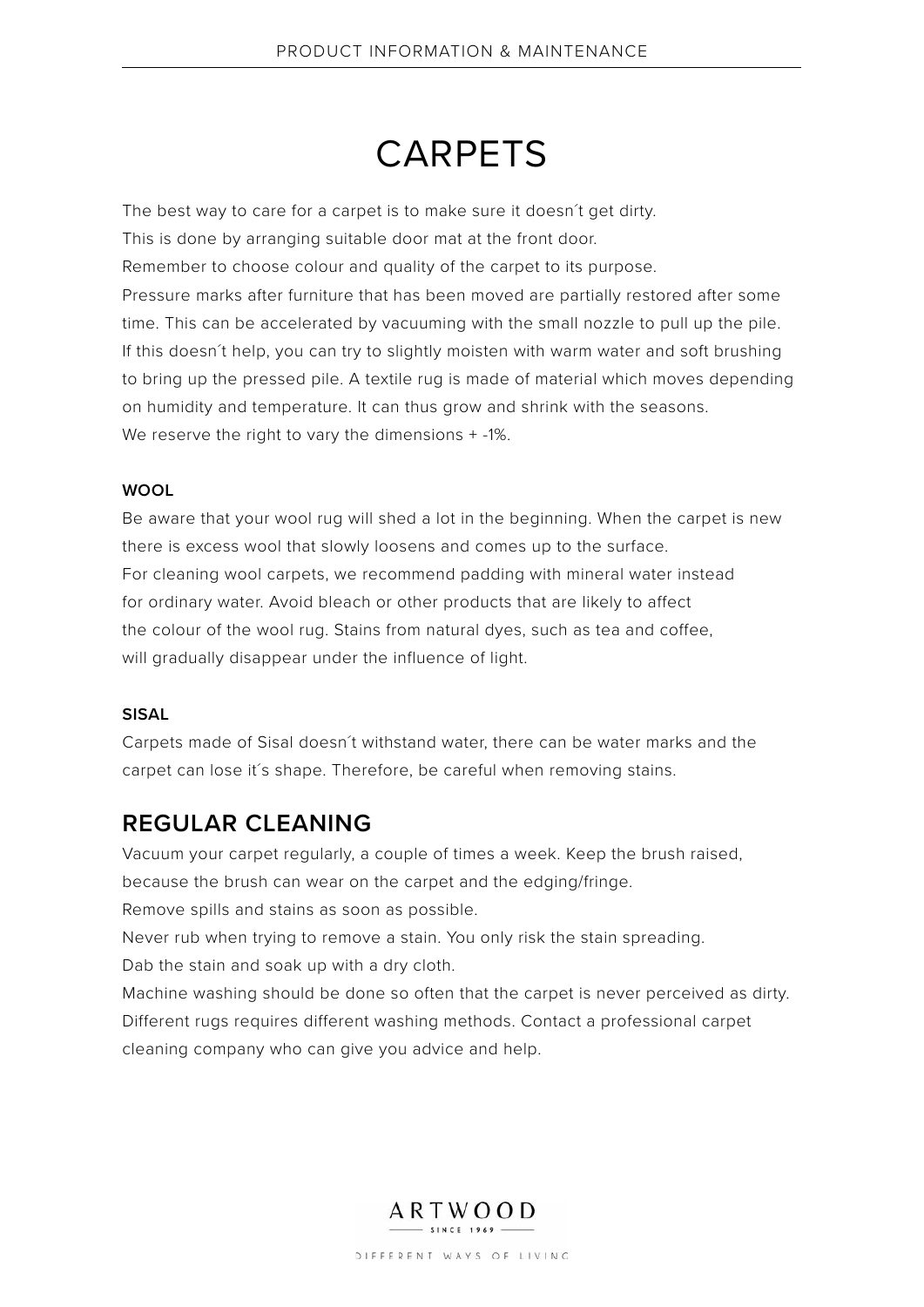# CARPETS

The best way to care for a carpet is to make sure it doesn´t get dirty.
This is done by arranging suitable door mat at the front door.
Remember to choose colour and quality of the carpet to its purpose.
Pressure marks after furniture that has been moved are partially restored after some time. This can be accelerated by vacuuming with the small nozzle to pull up the pile. If this doesn´t help, you can try to slightly moisten with warm water and soft brushing to bring up the pressed pile. A textile rug is made of material which moves depending on humidity and temperature. It can thus grow and shrink with the seasons.
We reserve the right to vary the dimensions + -1%.

### WOOL

Be aware that your wool rug will shed a lot in the beginning. When the carpet is new there is excess wool that slowly loosens and comes up to the surface.
For cleaning wool carpets, we recommend padding with mineral water instead for ordinary water. Avoid bleach or other products that are likely to affect the colour of the wool rug. Stains from natural dyes, such as tea and coffee, will gradually disappear under the influence of light.

### SISAL

Carpets made of Sisal doesn´t withstand water, there can be water marks and the carpet can lose it´s shape. Therefore, be careful when removing stains.

## REGULAR CLEANING

Vacuum your carpet regularly, a couple of times a week. Keep the brush raised, because the brush can wear on the carpet and the edging/fringe.
Remove spills and stains as soon as possible.
Never rub when trying to remove a stain. You only risk the stain spreading.
Dab the stain and soak up with a dry cloth.
Machine washing should be done so often that the carpet is never perceived as dirty.
Different rugs requires different washing methods. Contact a professional carpet cleaning company who can give you advice and help.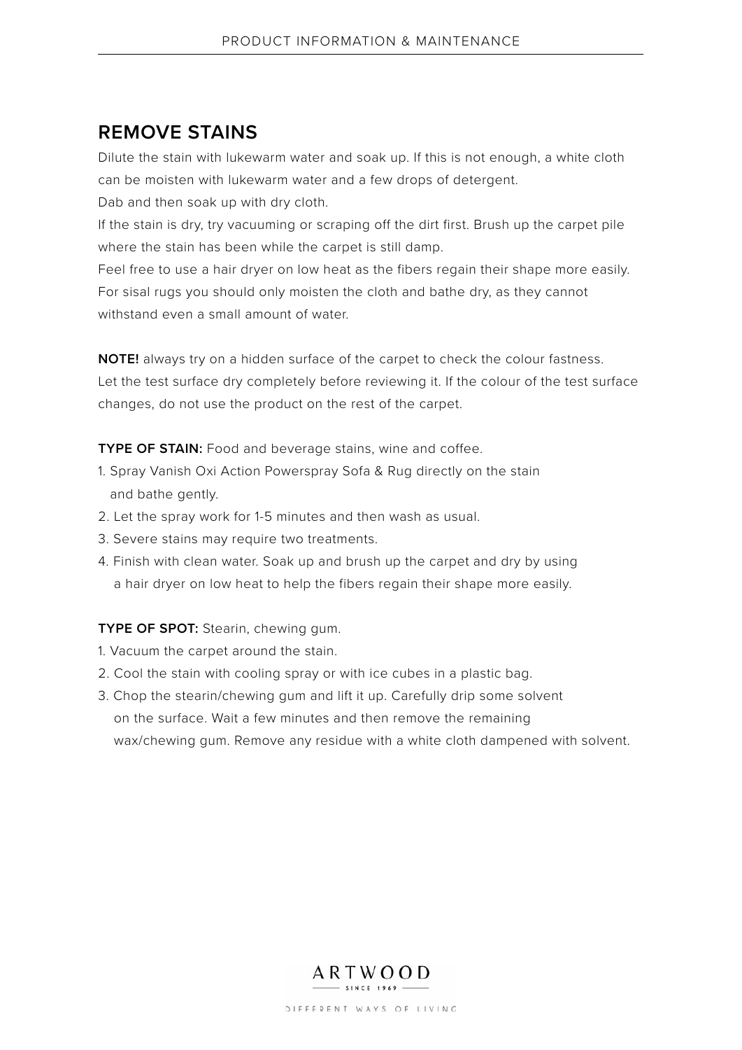## REMOVE STAINS

Dilute the stain with lukewarm water and soak up. If this is not enough, a white cloth can be moisten with lukewarm water and a few drops of detergent.
Dab and then soak up with dry cloth.
If the stain is dry, try vacuuming or scraping off the dirt first. Brush up the carpet pile where the stain has been while the carpet is still damp.
Feel free to use a hair dryer on low heat as the fibers regain their shape more easily.
For sisal rugs you should only moisten the cloth and bathe dry, as they cannot withstand even a small amount of water.

**NOTE!** always try on a hidden surface of the carpet to check the colour fastness.
Let the test surface dry completely before reviewing it. If the colour of the test surface changes, do not use the product on the rest of the carpet.

**TYPE OF STAIN:** Food and beverage stains, wine and coffee.

1. Spray Vanish Oxi Action Powerspray Sofa & Rug directly on the stain and bathe gently.
2. Let the spray work for 1-5 minutes and then wash as usual.
3. Severe stains may require two treatments.
4. Finish with clean water. Soak up and brush up the carpet and dry by using a hair dryer on low heat to help the fibers regain their shape more easily.

**TYPE OF SPOT:** Stearin, chewing gum.

1. Vacuum the carpet around the stain.
2. Cool the stain with cooling spray or with ice cubes in a plastic bag.
3. Chop the stearin/chewing gum and lift it up. Carefully drip some solvent on the surface. Wait a few minutes and then remove the remaining wax/chewing gum. Remove any residue with a white cloth dampened with solvent.

ARTWOOD
SINCE 1969
DIFFERENT WAYS OF LIVING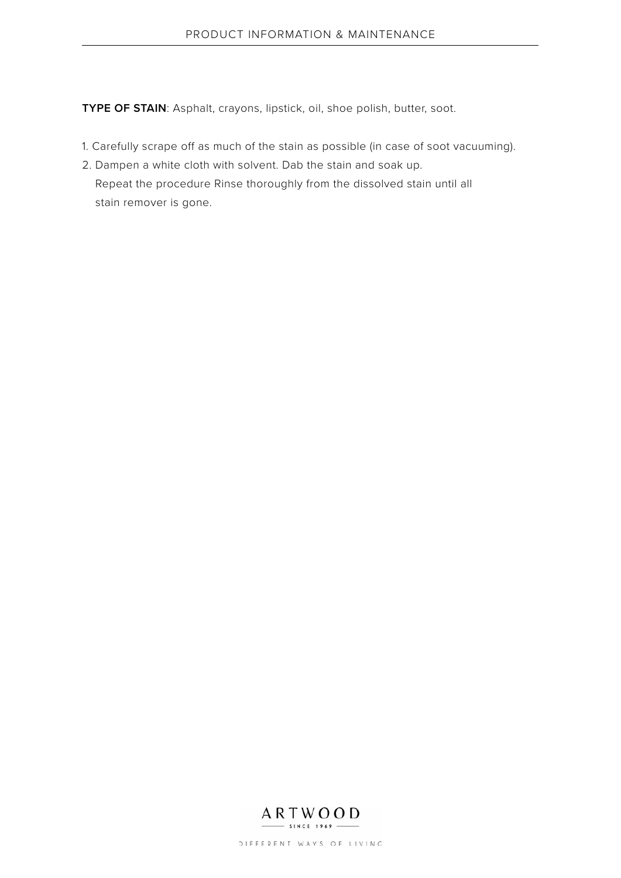**TYPE OF STAIN**: Asphalt, crayons, lipstick, oil, shoe polish, butter, soot.

1. Carefully scrape off as much of the stain as possible (in case of soot vacuuming).
2. Dampen a white cloth with solvent. Dab the stain and soak up.
   Repeat the procedure Rinse thoroughly from the dissolved stain until all
   stain remover is gone.